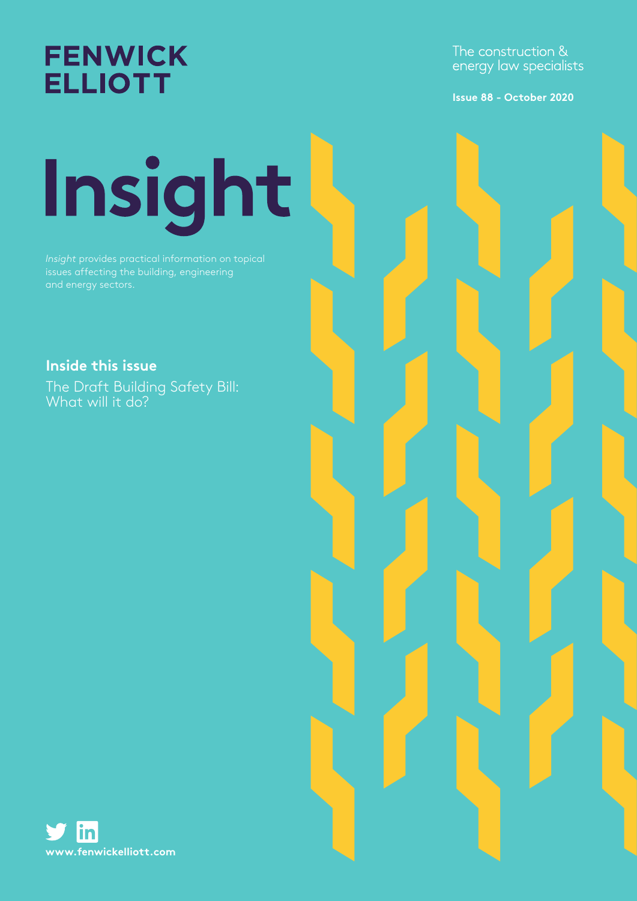# FENWICK ELLIOTT

The construction & energy law specialists

**Issue 88 - October 2020**

# Insight

*Insight* provides practical information on topical issues affecting the building, engineering and energy sectors.

**Inside this issue**

The Draft Building Safety Bill: What will it do?

**www.fenwickelliott.com**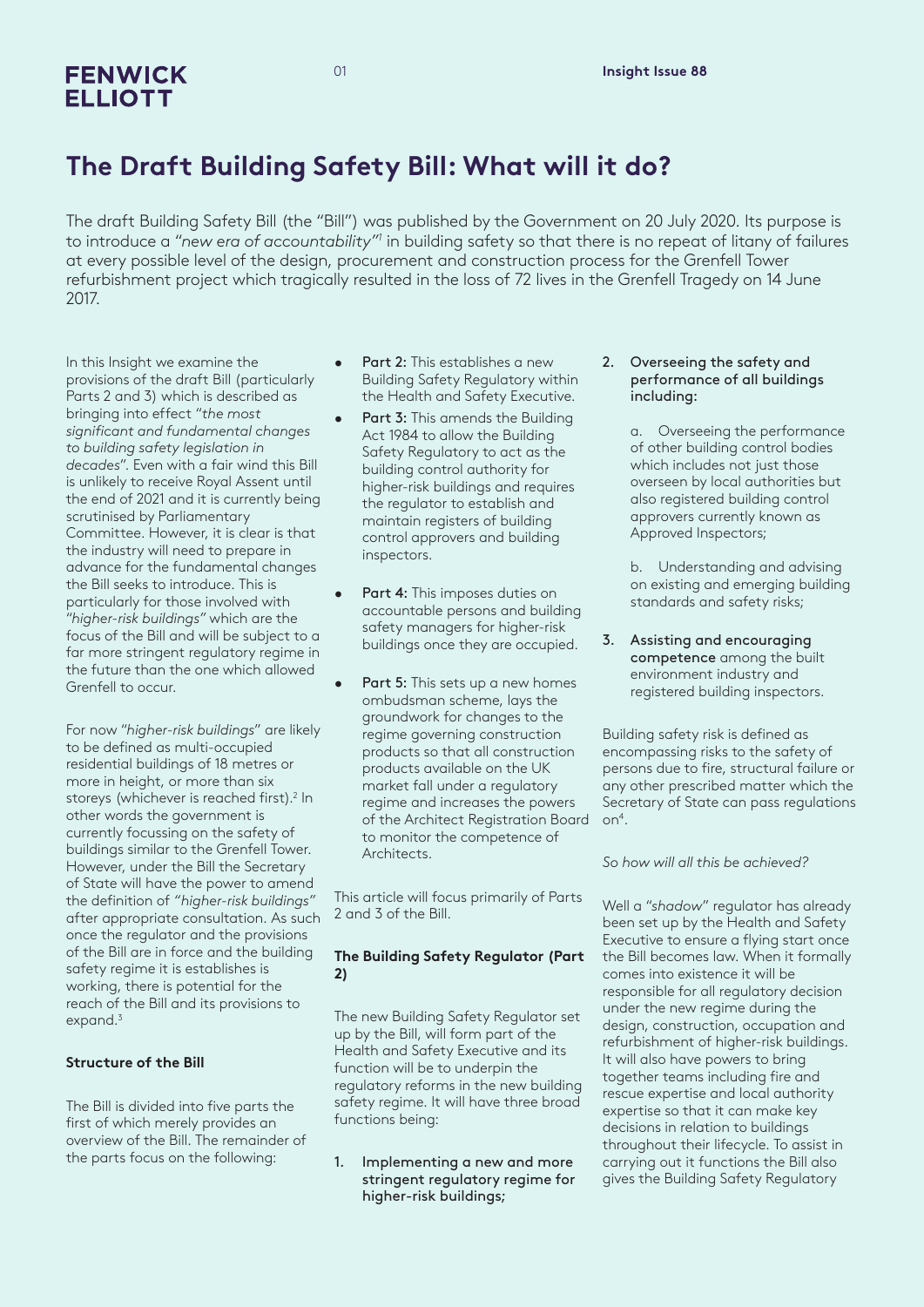# The Draft Building Safety Bill: What will it do?

The draft Building Safety Bill (the "Bill") was published by the Government on 20 July 2020. Its purpose is to introduce a *"new era of accountability"*[1] in building safety so that there is no repeat of litany of failures at every possible level of the design, procurement and construction process for the Grenfell Tower refurbishment project which tragically resulted in the loss of 72 lives in the Grenfell Tragedy on 14 June 2017.

In this Insight we examine the provisions of the draft Bill (particularly Parts 2 and 3) which is described as bringing into effect "*the most significant and fundamental changes to building safety legislation in decades*". Even with a fair wind this Bill is unlikely to receive Royal Assent until the end of 2021 and it is currently being scrutinised by Parliamentary Committee. However, it is clear is that the industry will need to prepare in advance for the fundamental changes the Bill seeks to introduce. This is particularly for those involved with *"higher-risk buildings"* which are the focus of the Bill and will be subject to a far more stringent regulatory regime in the future than the one which allowed Grenfell to occur.

For now "*higher-risk buildings*" are likely to be defined as multi-occupied residential buildings of 18 metres or more in height, or more than six storeys (whichever is reached first).[2] In other words the government is currently focussing on the safety of buildings similar to the Grenfell Tower. However, under the Bill the Secretary of State will have the power to amend the definition of *"higher-risk buildings"* after appropriate consultation. As such once the regulator and the provisions of the Bill are in force and the building safety regime it is establishes is working, there is potential for the reach of the Bill and its provisions to expand.[3]

**Structure of the Bill**

The Bill is divided into five parts the first of which merely provides an overview of the Bill. The remainder of the parts focus on the following:

- **Part 2:** This establishes a new Building Safety Regulatory within the Health and Safety Executive.
- **Part 3:** This amends the Building Act 1984 to allow the Building Safety Regulatory to act as the building control authority for higher-risk buildings and requires the regulator to establish and maintain registers of building control approvers and building inspectors.
- **Part 4:** This imposes duties on accountable persons and building safety managers for higher-risk buildings once they are occupied.
- **Part 5:** This sets up a new homes ombudsman scheme, lays the groundwork for changes to the regime governing construction products so that all construction products available on the UK market fall under a regulatory regime and increases the powers of the Architect Registration Board to monitor the competence of Architects.

This article will focus primarily of Parts 2 and 3 of the Bill.

**The Building Safety Regulator (Part 2)**

The new Building Safety Regulator set up by the Bill, will form part of the Health and Safety Executive and its function will be to underpin the regulatory reforms in the new building safety regime. It will have three broad functions being:

1. **Implementing a new and more stringent regulatory regime for higher-risk buildings;**
2. **Overseeing the safety and performance of all buildings including:**

   a. Overseeing the performance of other building control bodies which includes not just those overseen by local authorities but also registered building control approvers currently known as Approved Inspectors;

   b. Understanding and advising on existing and emerging building standards and safety risks;
3. **Assisting and encouraging competence** among the built environment industry and registered building inspectors.

Building safety risk is defined as encompassing risks to the safety of persons due to fire, structural failure or any other prescribed matter which the Secretary of State can pass regulations on[4].

*So how will all this be achieved?*

Well a *"shadow"* regulator has already been set up by the Health and Safety Executive to ensure a flying start once the Bill becomes law. When it formally comes into existence it will be responsible for all regulatory decision under the new regime during the design, construction, occupation and refurbishment of higher-risk buildings. It will also have powers to bring together teams including fire and rescue expertise and local authority expertise so that it can make key decisions in relation to buildings throughout their lifecycle. To assist in carrying out it functions the Bill also gives the Building Safety Regulatory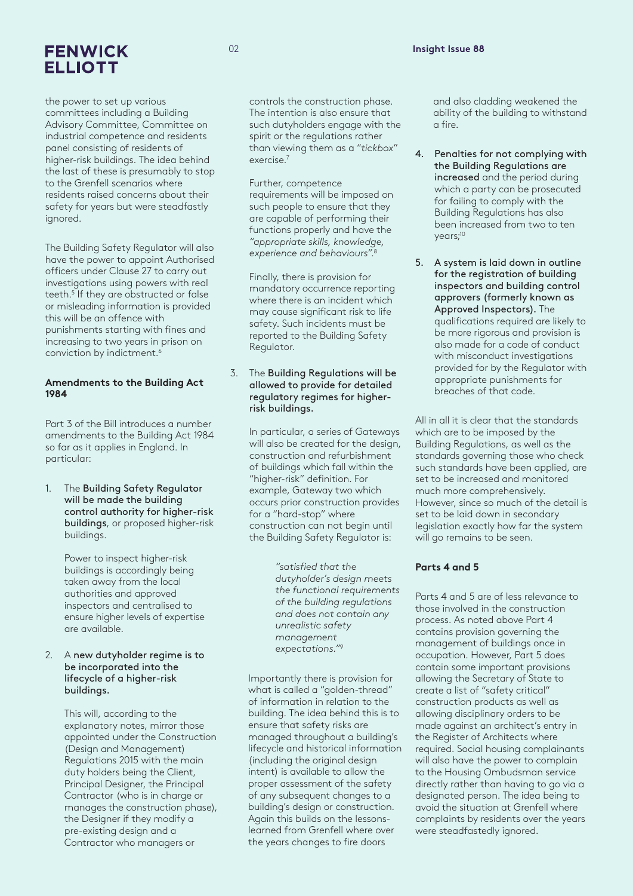the power to set up various committees including a Building Advisory Committee, Committee on industrial competence and residents panel consisting of residents of higher-risk buildings. The idea behind the last of these is presumably to stop to the Grenfell scenarios where residents raised concerns about their safety for years but were steadfastly ignored.

The Building Safety Regulator will also have the power to appoint Authorised officers under Clause 27 to carry out investigations using powers with real teeth.[5] If they are obstructed or false or misleading information is provided this will be an offence with punishments starting with fines and increasing to two years in prison on conviction by indictment.[6]

**Amendments to the Building Act 1984**

Part 3 of the Bill introduces a number amendments to the Building Act 1984 so far as it applies in England. In particular:

1. The **Building Safety Regulator will be made the building control authority for higher-risk buildings**, or proposed higher-risk buildings.

   Power to inspect higher-risk buildings is accordingly being taken away from the local authorities and approved inspectors and centralised to ensure higher levels of expertise are available.

2. A **new dutyholder regime is to be incorporated into the lifecycle of a higher-risk buildings.**

   This will, according to the explanatory notes, mirror those appointed under the Construction (Design and Management) Regulations 2015 with the main duty holders being the Client, Principal Designer, the Principal Contractor (who is in charge or manages the construction phase), the Designer if they modify a pre-existing design and a Contractor who managers or controls the construction phase. The intention is also ensure that such dutyholders engage with the spirit or the regulations rather than viewing them as a "*tickbox*" exercise.[7]

   Further, competence requirements will be imposed on such people to ensure that they are capable of performing their functions properly and have the *"appropriate skills, knowledge, experience and behaviours"*.[8]

   Finally, there is provision for mandatory occurrence reporting where there is an incident which may cause significant risk to life safety. Such incidents must be reported to the Building Safety Regulator.

3. The **Building Regulations will be allowed to provide for detailed regulatory regimes for higher-risk buildings.**

   In particular, a series of Gateways will also be created for the design, construction and refurbishment of buildings which fall within the "higher-risk" definition. For example, Gateway two which occurs prior construction provides for a "hard-stop" where construction can not begin until the Building Safety Regulator is:

   > *"satisfied that the dutyholder's design meets the functional requirements of the building regulations and does not contain any unrealistic safety management expectations."*[9]

   Importantly there is provision for what is called a "golden-thread" of information in relation to the building. The idea behind this is to ensure that safety risks are managed throughout a building's lifecycle and historical information (including the original design intent) is available to allow the proper assessment of the safety of any subsequent changes to a building's design or construction. Again this builds on the lessons-learned from Grenfell where over the years changes to fire doors and also cladding weakened the ability of the building to withstand a fire.

4. **Penalties for not complying with the Building Regulations are increased** and the period during which a party can be prosecuted for failing to comply with the Building Regulations has also been increased from two to ten years;[10]

5. **A system is laid down in outline for the registration of building inspectors and building control approvers (formerly known as Approved Inspectors).** The qualifications required are likely to be more rigorous and provision is also made for a code of conduct with misconduct investigations provided for by the Regulator with appropriate punishments for breaches of that code.

All in all it is clear that the standards which are to be imposed by the Building Regulations, as well as the standards governing those who check such standards have been applied, are set to be increased and monitored much more comprehensively. However, since so much of the detail is set to be laid down in secondary legislation exactly how far the system will go remains to be seen.

**Parts 4 and 5**

Parts 4 and 5 are of less relevance to those involved in the construction process. As noted above Part 4 contains provision governing the management of buildings once in occupation. However, Part 5 does contain some important provisions allowing the Secretary of State to create a list of "safety critical" construction products as well as allowing disciplinary orders to be made against an architect's entry in the Register of Architects where required. Social housing complainants will also have the power to complain to the Housing Ombudsman service directly rather than having to go via a designated person. The idea being to avoid the situation at Grenfell where complaints by residents over the years were steadfastly ignored.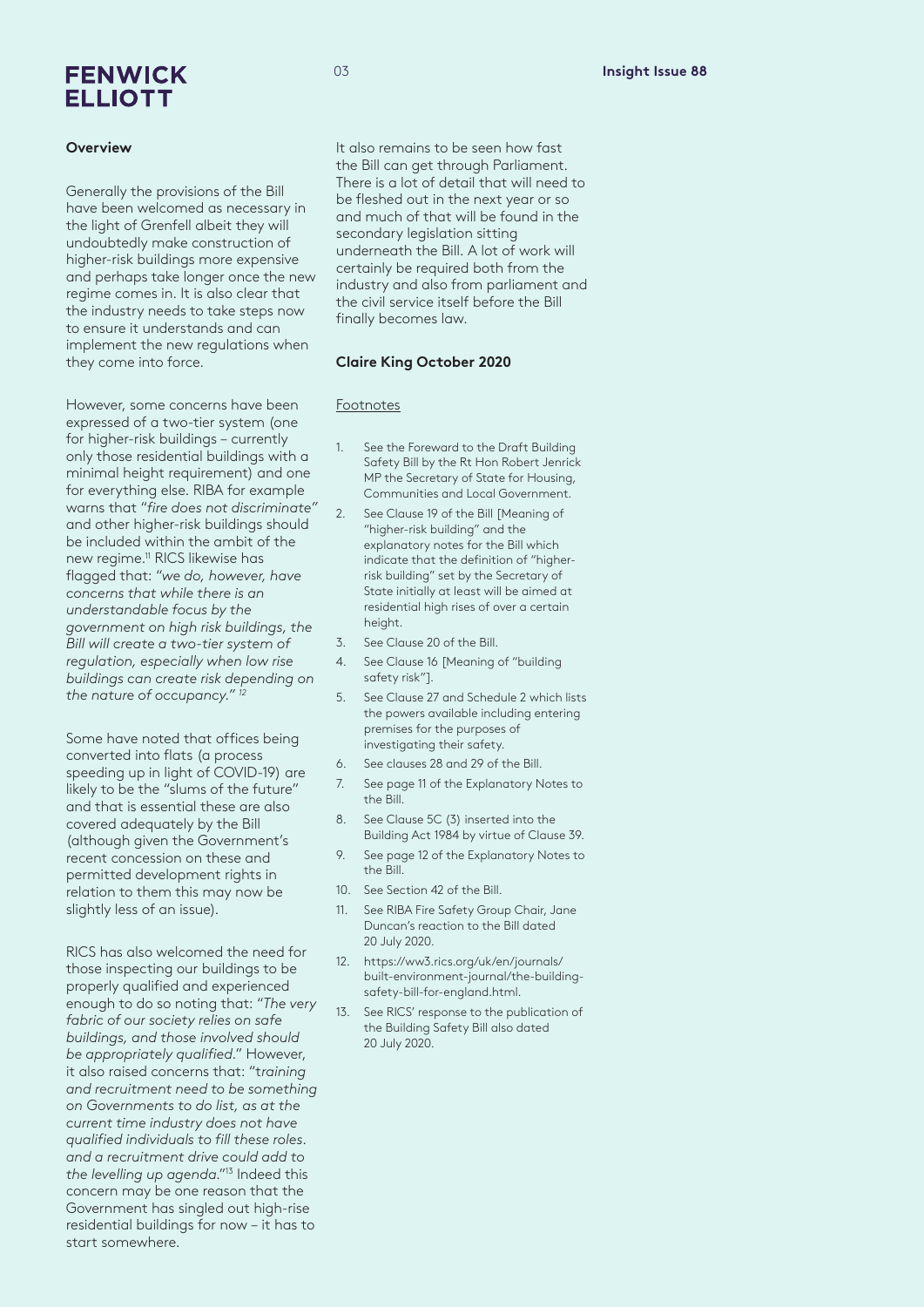### Overview

Generally the provisions of the Bill have been welcomed as necessary in the light of Grenfell albeit they will undoubtedly make construction of higher-risk buildings more expensive and perhaps take longer once the new regime comes in. It is also clear that the industry needs to take steps now to ensure it understands and can implement the new regulations when they come into force.

However, some concerns have been expressed of a two-tier system (one for higher-risk buildings – currently only those residential buildings with a minimal height requirement) and one for everything else. RIBA for example warns that "*fire does not discriminate*" and other higher-risk buildings should be included within the ambit of the new regime.[11] RICS likewise has flagged that: "*we do, however, have concerns that while there is an understandable focus by the government on high risk buildings, the Bill will create a two-tier system of regulation, especially when low rise buildings can create risk depending on the nature of occupancy.*" [12]

Some have noted that offices being converted into flats (a process speeding up in light of COVID-19) are likely to be the "slums of the future" and that is essential these are also covered adequately by the Bill (although given the Government's recent concession on these and permitted development rights in relation to them this may now be slightly less of an issue).

RICS has also welcomed the need for those inspecting our buildings to be properly qualified and experienced enough to do so noting that: "*The very fabric of our society relies on safe buildings, and those involved should be appropriately qualified*." However, it also raised concerns that: "*training and recruitment need to be something on Governments to do list, as at the current time industry does not have qualified individuals to fill these roles. and a recruitment drive could add to the levelling up agenda*."[13] Indeed this concern may be one reason that the Government has singled out high-rise residential buildings for now – it has to start somewhere.

It also remains to be seen how fast the Bill can get through Parliament. There is a lot of detail that will need to be fleshed out in the next year or so and much of that will be found in the secondary legislation sitting underneath the Bill. A lot of work will certainly be required both from the industry and also from parliament and the civil service itself before the Bill finally becomes law.

**Claire King October 2020**

Footnotes

1. See the Foreward to the Draft Building Safety Bill by the Rt Hon Robert Jenrick MP the Secretary of State for Housing, Communities and Local Government.
2. See Clause 19 of the Bill [Meaning of "higher-risk building" and the explanatory notes for the Bill which indicate that the definition of "higher-risk building" set by the Secretary of State initially at least will be aimed at residential high rises of over a certain height.
3. See Clause 20 of the Bill.
4. See Clause 16 [Meaning of "building safety risk"].
5. See Clause 27 and Schedule 2 which lists the powers available including entering premises for the purposes of investigating their safety.
6. See clauses 28 and 29 of the Bill.
7. See page 11 of the Explanatory Notes to the Bill.
8. See Clause 5C (3) inserted into the Building Act 1984 by virtue of Clause 39.
9. See page 12 of the Explanatory Notes to the Bill.
10. See Section 42 of the Bill.
11. See RIBA Fire Safety Group Chair, Jane Duncan's reaction to the Bill dated 20 July 2020.
12. https://ww3.rics.org/uk/en/journals/built-environment-journal/the-building-safety-bill-for-england.html.
13. See RICS' response to the publication of the Building Safety Bill also dated 20 July 2020.